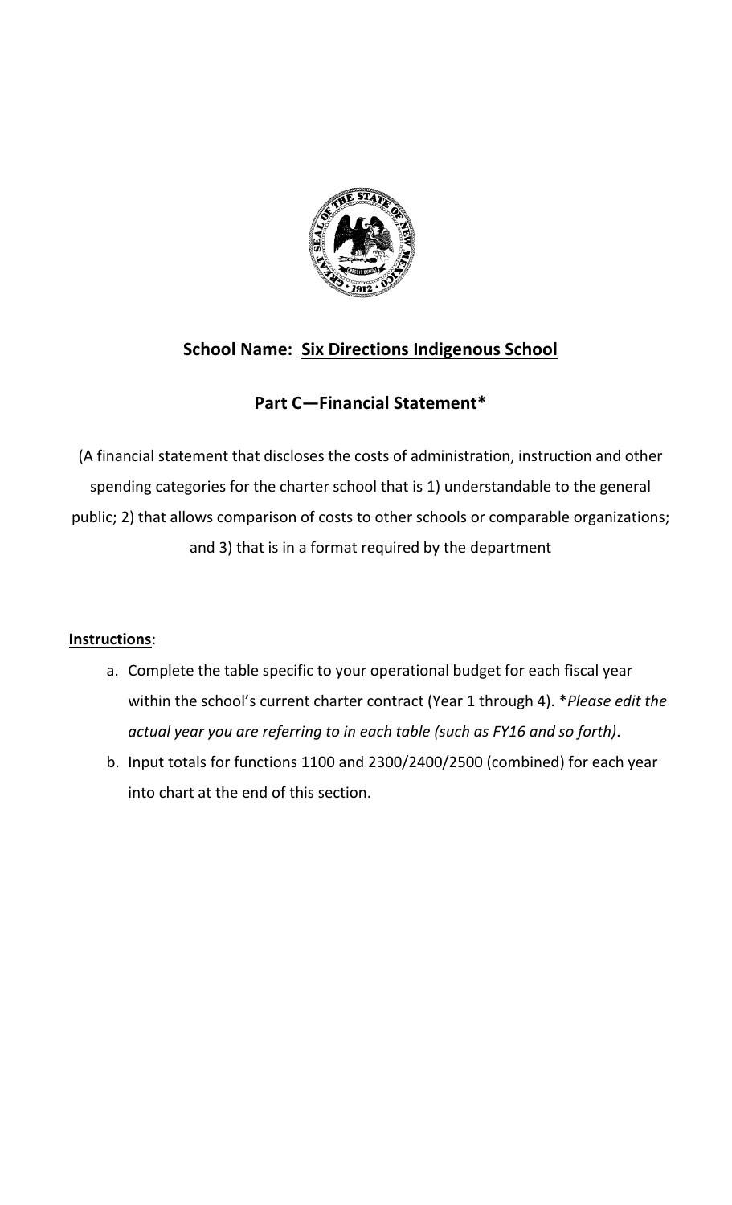**School Name: Six Directions Indigenous School**

**Part C—Financial Statement***

(A financial statement that discloses the costs of administration, instruction and other spending categories for the charter school that is 1) understandable to the general public; 2) that allows comparison of costs to other schools or comparable organizations; and 3) that is in a format required by the department

**Instructions**:

a. Complete the table specific to your operational budget for each fiscal year within the school's current charter contract (Year 1 through 4). **Please edit the actual year you are referring to in each table (such as FY16 and so forth).*

b. Input totals for functions 1100 and 2300/2400/2500 (combined) for each year into chart at the end of this section.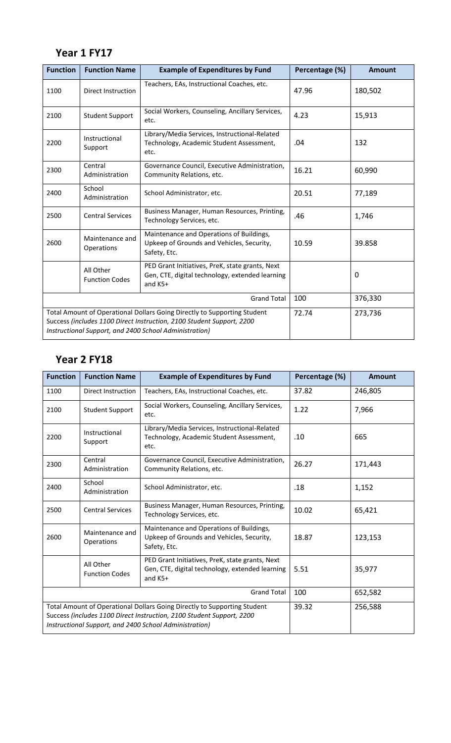## Year 1 FY17

| Function | Function Name | Example of Expenditures by Fund | Percentage (%) | Amount |
|---|---|---|---|---|
| 1100 | Direct Instruction | Teachers, EAs, Instructional Coaches, etc. | 47.96 | 180,502 |
| 2100 | Student Support | Social Workers, Counseling, Ancillary Services, etc. | 4.23 | 15,913 |
| 2200 | Instructional Support | Library/Media Services, Instructional-Related Technology, Academic Student Assessment, etc. | .04 | 132 |
| 2300 | Central Administration | Governance Council, Executive Administration, Community Relations, etc. | 16.21 | 60,990 |
| 2400 | School Administration | School Administrator, etc. | 20.51 | 77,189 |
| 2500 | Central Services | Business Manager, Human Resources, Printing, Technology Services, etc. | .46 | 1,746 |
| 2600 | Maintenance and Operations | Maintenance and Operations of Buildings, Upkeep of Grounds and Vehicles, Security, Safety, Etc. | 10.59 | 39.858 |
| | All Other Function Codes | PED Grant Initiatives, PreK, state grants, Next Gen, CTE, digital technology, extended learning and K5+ | | 0 |
| | | Grand Total | 100 | 376,330 |
| Total Amount of Operational Dollars Going Directly to Supporting Student Success *(includes 1100 Direct Instruction, 2100 Student Support, 2200 Instructional Support, and 2400 School Administration)* | | | 72.74 | 273,736 |

## Year 2 FY18

| Function | Function Name | Example of Expenditures by Fund | Percentage (%) | Amount |
|---|---|---|---|---|
| 1100 | Direct Instruction | Teachers, EAs, Instructional Coaches, etc. | 37.82 | 246,805 |
| 2100 | Student Support | Social Workers, Counseling, Ancillary Services, etc. | 1.22 | 7,966 |
| 2200 | Instructional Support | Library/Media Services, Instructional-Related Technology, Academic Student Assessment, etc. | .10 | 665 |
| 2300 | Central Administration | Governance Council, Executive Administration, Community Relations, etc. | 26.27 | 171,443 |
| 2400 | School Administration | School Administrator, etc. | .18 | 1,152 |
| 2500 | Central Services | Business Manager, Human Resources, Printing, Technology Services, etc. | 10.02 | 65,421 |
| 2600 | Maintenance and Operations | Maintenance and Operations of Buildings, Upkeep of Grounds and Vehicles, Security, Safety, Etc. | 18.87 | 123,153 |
| | All Other Function Codes | PED Grant Initiatives, PreK, state grants, Next Gen, CTE, digital technology, extended learning and K5+ | 5.51 | 35,977 |
| | | Grand Total | 100 | 652,582 |
| Total Amount of Operational Dollars Going Directly to Supporting Student Success *(includes 1100 Direct Instruction, 2100 Student Support, 2200 Instructional Support, and 2400 School Administration)* | | | 39.32 | 256,588 |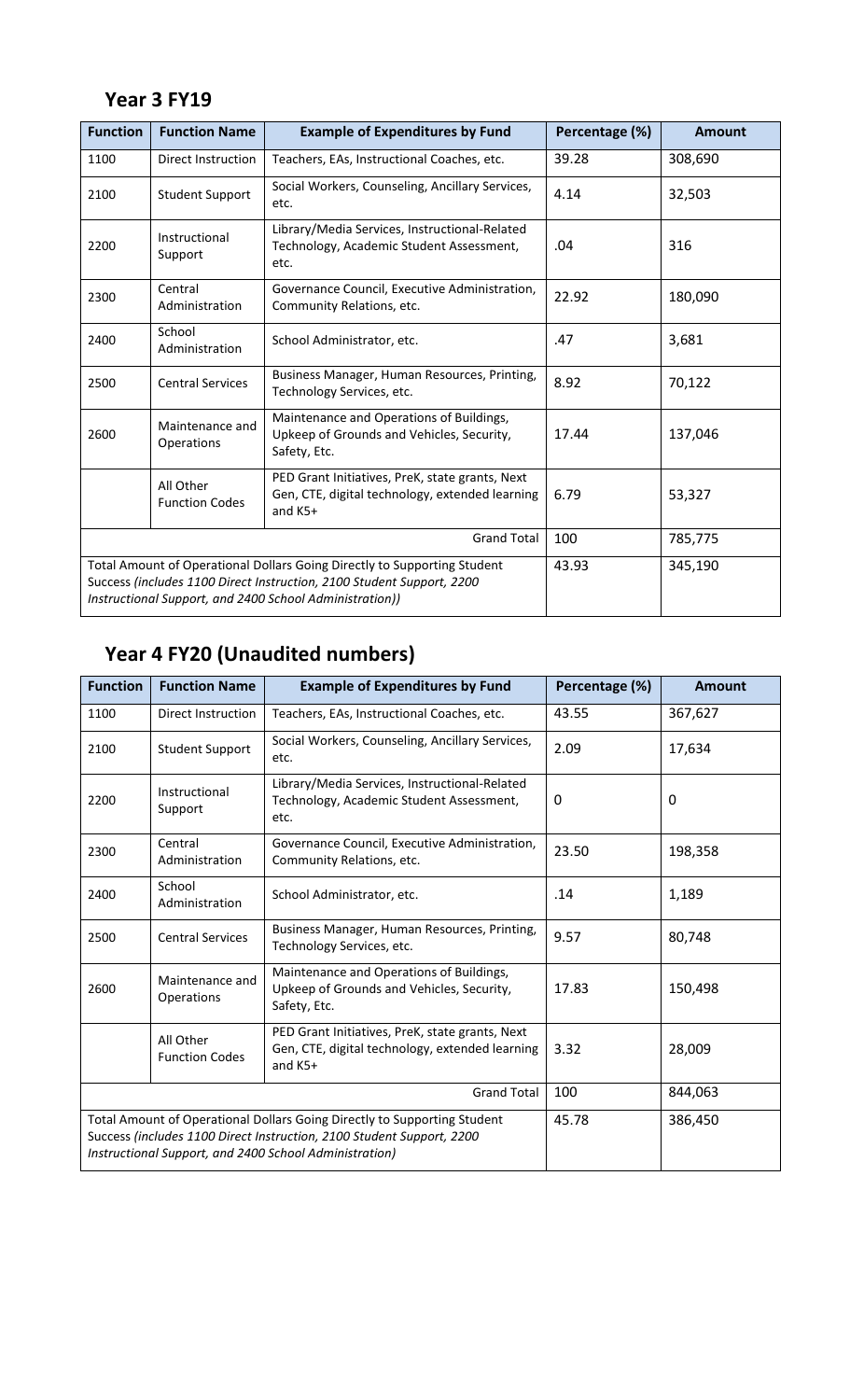## Year 3 FY19

| Function | Function Name | Example of Expenditures by Fund | Percentage (%) | Amount |
|---|---|---|---|---|
| 1100 | Direct Instruction | Teachers, EAs, Instructional Coaches, etc. | 39.28 | 308,690 |
| 2100 | Student Support | Social Workers, Counseling, Ancillary Services, etc. | 4.14 | 32,503 |
| 2200 | Instructional Support | Library/Media Services, Instructional-Related Technology, Academic Student Assessment, etc. | .04 | 316 |
| 2300 | Central Administration | Governance Council, Executive Administration, Community Relations, etc. | 22.92 | 180,090 |
| 2400 | School Administration | School Administrator, etc. | .47 | 3,681 |
| 2500 | Central Services | Business Manager, Human Resources, Printing, Technology Services, etc. | 8.92 | 70,122 |
| 2600 | Maintenance and Operations | Maintenance and Operations of Buildings, Upkeep of Grounds and Vehicles, Security, Safety, Etc. | 17.44 | 137,046 |
| | All Other Function Codes | PED Grant Initiatives, PreK, state grants, Next Gen, CTE, digital technology, extended learning and K5+ | 6.79 | 53,327 |
| | | Grand Total | 100 | 785,775 |
| Total Amount of Operational Dollars Going Directly to Supporting Student Success *(includes 1100 Direct Instruction, 2100 Student Support, 2200 Instructional Support, and 2400 School Administration))* | | | 43.93 | 345,190 |

## Year 4 FY20 (Unaudited numbers)

| Function | Function Name | Example of Expenditures by Fund | Percentage (%) | Amount |
|---|---|---|---|---|
| 1100 | Direct Instruction | Teachers, EAs, Instructional Coaches, etc. | 43.55 | 367,627 |
| 2100 | Student Support | Social Workers, Counseling, Ancillary Services, etc. | 2.09 | 17,634 |
| 2200 | Instructional Support | Library/Media Services, Instructional-Related Technology, Academic Student Assessment, etc. | 0 | 0 |
| 2300 | Central Administration | Governance Council, Executive Administration, Community Relations, etc. | 23.50 | 198,358 |
| 2400 | School Administration | School Administrator, etc. | .14 | 1,189 |
| 2500 | Central Services | Business Manager, Human Resources, Printing, Technology Services, etc. | 9.57 | 80,748 |
| 2600 | Maintenance and Operations | Maintenance and Operations of Buildings, Upkeep of Grounds and Vehicles, Security, Safety, Etc. | 17.83 | 150,498 |
| | All Other Function Codes | PED Grant Initiatives, PreK, state grants, Next Gen, CTE, digital technology, extended learning and K5+ | 3.32 | 28,009 |
| | | Grand Total | 100 | 844,063 |
| Total Amount of Operational Dollars Going Directly to Supporting Student Success *(includes 1100 Direct Instruction, 2100 Student Support, 2200 Instructional Support, and 2400 School Administration)* | | | 45.78 | 386,450 |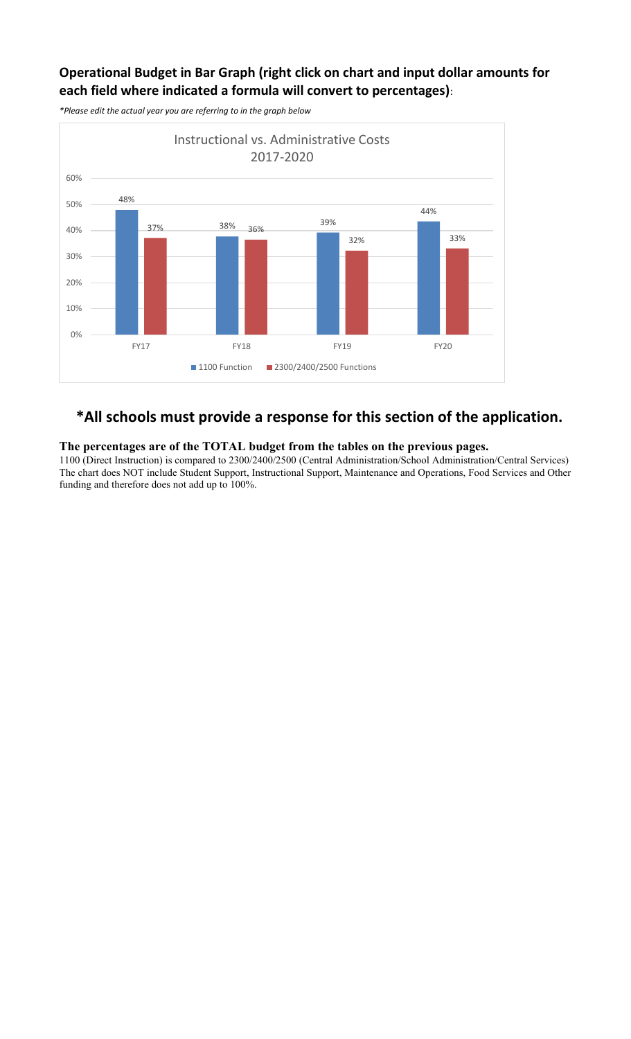## Operational Budget in Bar Graph (right click on chart and input dollar amounts for each field where indicated a formula will convert to percentages):

*\*Please edit the actual year you are referring to in the graph below*

Instructional vs. Administrative Costs 2017-2020

| | FY17 | FY18 | FY19 | FY20 |
|---|---|---|---|---|
| 1100 Function | 48% | 38% | 39% | 44% |
| 2300/2400/2500 Functions | 37% | 36% | 32% | 33% |

## *All schools must provide a response for this section of the application.

**The percentages are of the TOTAL budget from the tables on the previous pages.**

1100 (Direct Instruction) is compared to 2300/2400/2500 (Central Administration/School Administration/Central Services) The chart does NOT include Student Support, Instructional Support, Maintenance and Operations, Food Services and Other funding and therefore does not add up to 100%.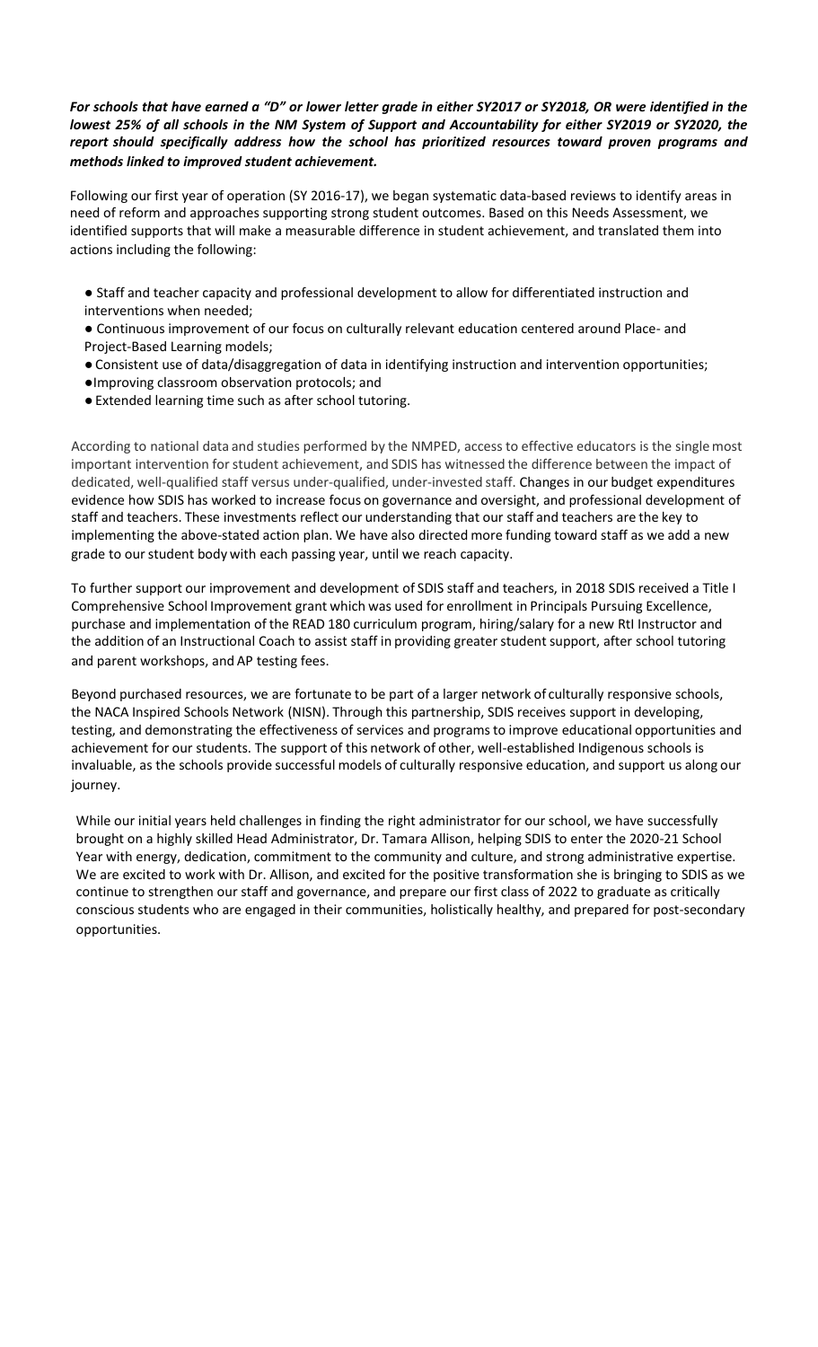***For schools that have earned a "D" or lower letter grade in either SY2017 or SY2018, OR were identified in the lowest 25% of all schools in the NM System of Support and Accountability for either SY2019 or SY2020, the report should specifically address how the school has prioritized resources toward proven programs and methods linked to improved student achievement.***

Following our first year of operation (SY 2016-17), we began systematic data-based reviews to identify areas in need of reform and approaches supporting strong student outcomes. Based on this Needs Assessment, we identified supports that will make a measurable difference in student achievement, and translated them into actions including the following:

- Staff and teacher capacity and professional development to allow for differentiated instruction and interventions when needed;
- Continuous improvement of our focus on culturally relevant education centered around Place- and Project-Based Learning models;
- Consistent use of data/disaggregation of data in identifying instruction and intervention opportunities;
- Improving classroom observation protocols; and
- Extended learning time such as after school tutoring.

According to national data and studies performed by the NMPED, access to effective educators is the single most important intervention for student achievement, and SDIS has witnessed the difference between the impact of dedicated, well-qualified staff versus under-qualified, under-invested staff. Changes in our budget expenditures evidence how SDIS has worked to increase focus on governance and oversight, and professional development of staff and teachers. These investments reflect our understanding that our staff and teachers are the key to implementing the above-stated action plan. We have also directed more funding toward staff as we add a new grade to our student body with each passing year, until we reach capacity.

To further support our improvement and development of SDIS staff and teachers, in 2018 SDIS received a Title I Comprehensive School Improvement grant which was used for enrollment in Principals Pursuing Excellence, purchase and implementation of the READ 180 curriculum program, hiring/salary for a new RtI Instructor and the addition of an Instructional Coach to assist staff in providing greater student support, after school tutoring and parent workshops, and AP testing fees.

Beyond purchased resources, we are fortunate to be part of a larger network of culturally responsive schools, the NACA Inspired Schools Network (NISN). Through this partnership, SDIS receives support in developing, testing, and demonstrating the effectiveness of services and programs to improve educational opportunities and achievement for our students. The support of this network of other, well-established Indigenous schools is invaluable, as the schools provide successful models of culturally responsive education, and support us along our journey.

While our initial years held challenges in finding the right administrator for our school, we have successfully brought on a highly skilled Head Administrator, Dr. Tamara Allison, helping SDIS to enter the 2020-21 School Year with energy, dedication, commitment to the community and culture, and strong administrative expertise. We are excited to work with Dr. Allison, and excited for the positive transformation she is bringing to SDIS as we continue to strengthen our staff and governance, and prepare our first class of 2022 to graduate as critically conscious students who are engaged in their communities, holistically healthy, and prepared for post-secondary opportunities.